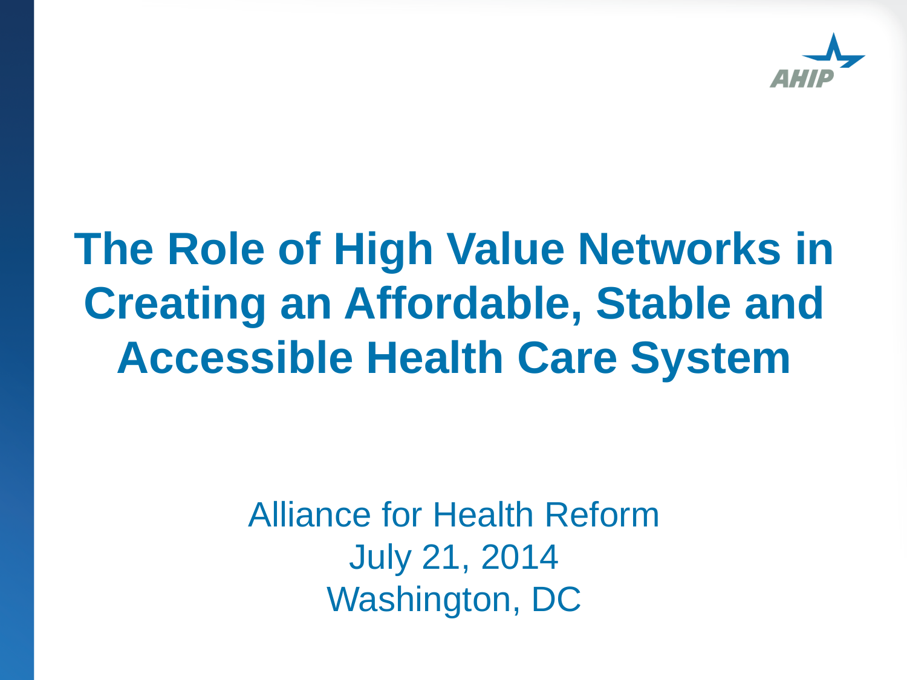AHIP

# The Role of High Value Networks in Creating an Affordable, Stable and Accessible Health Care System

Alliance for Health Reform
July 21, 2014
Washington, DC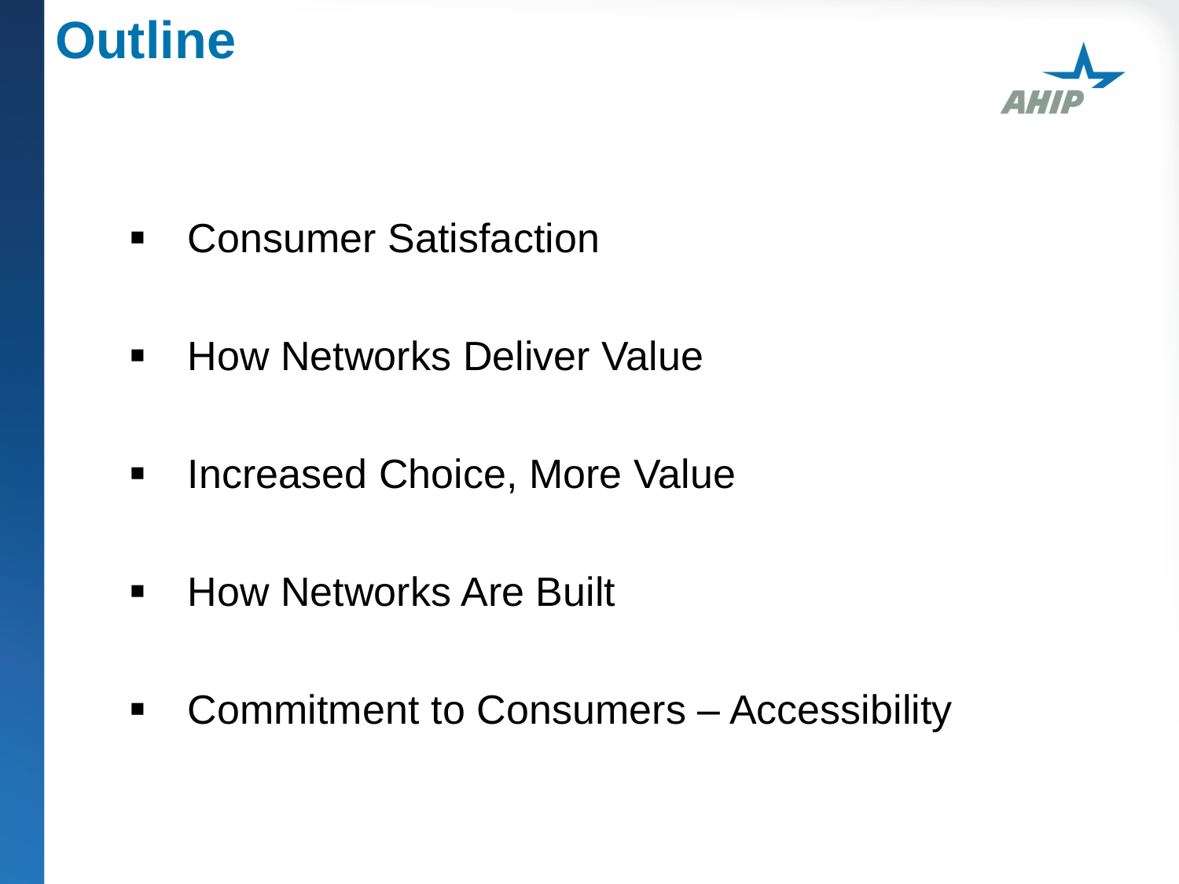# Outline

- Consumer Satisfaction
- How Networks Deliver Value
- Increased Choice, More Value
- How Networks Are Built
- Commitment to Consumers – Accessibility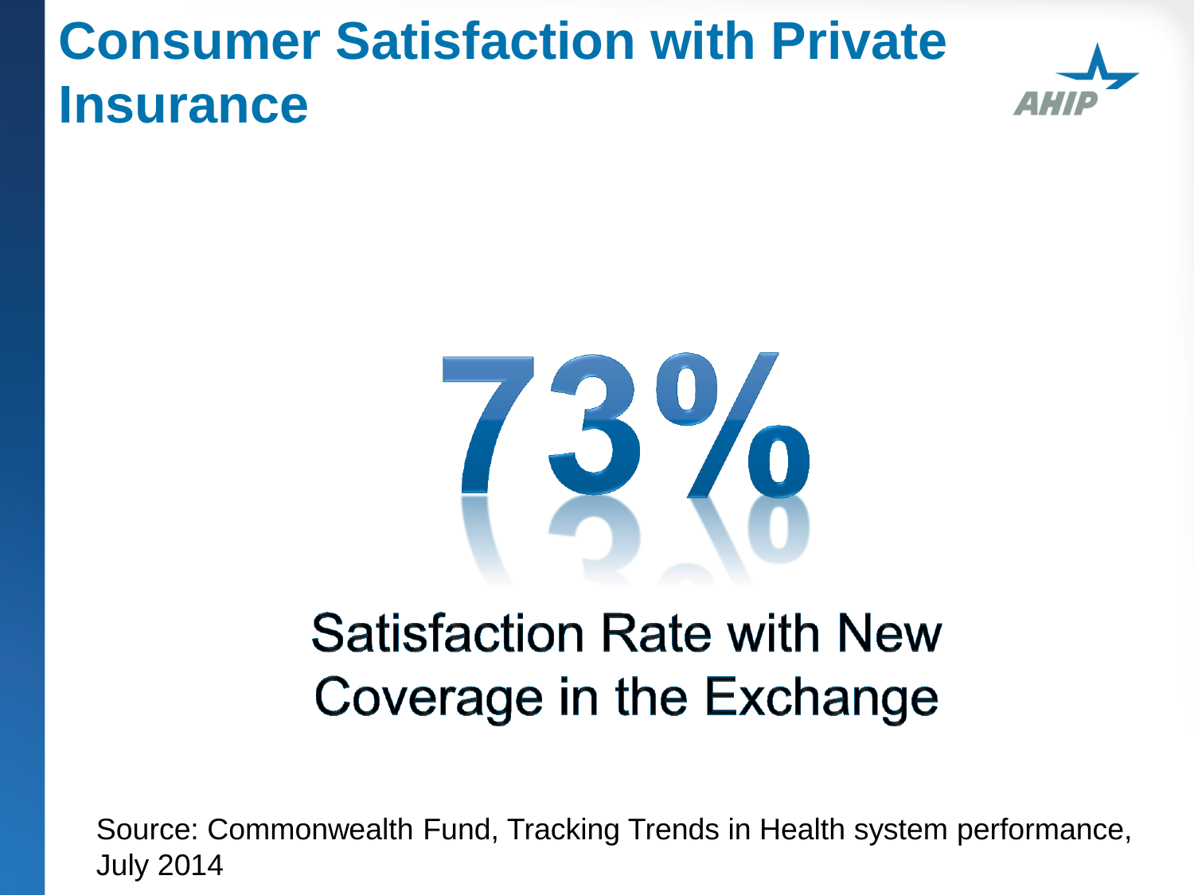# Consumer Satisfaction with Private Insurance

**73%**

Satisfaction Rate with New Coverage in the Exchange

Source: Commonwealth Fund, Tracking Trends in Health system performance, July 2014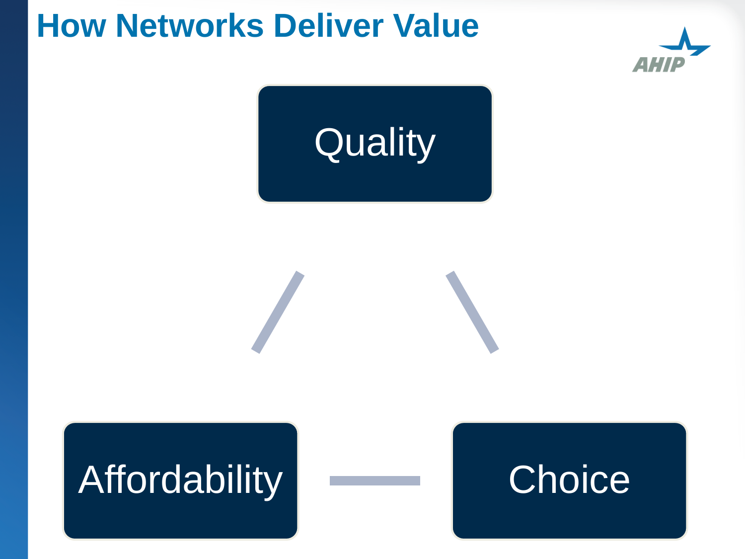# How Networks Deliver Value

Quality

Affordability

Choice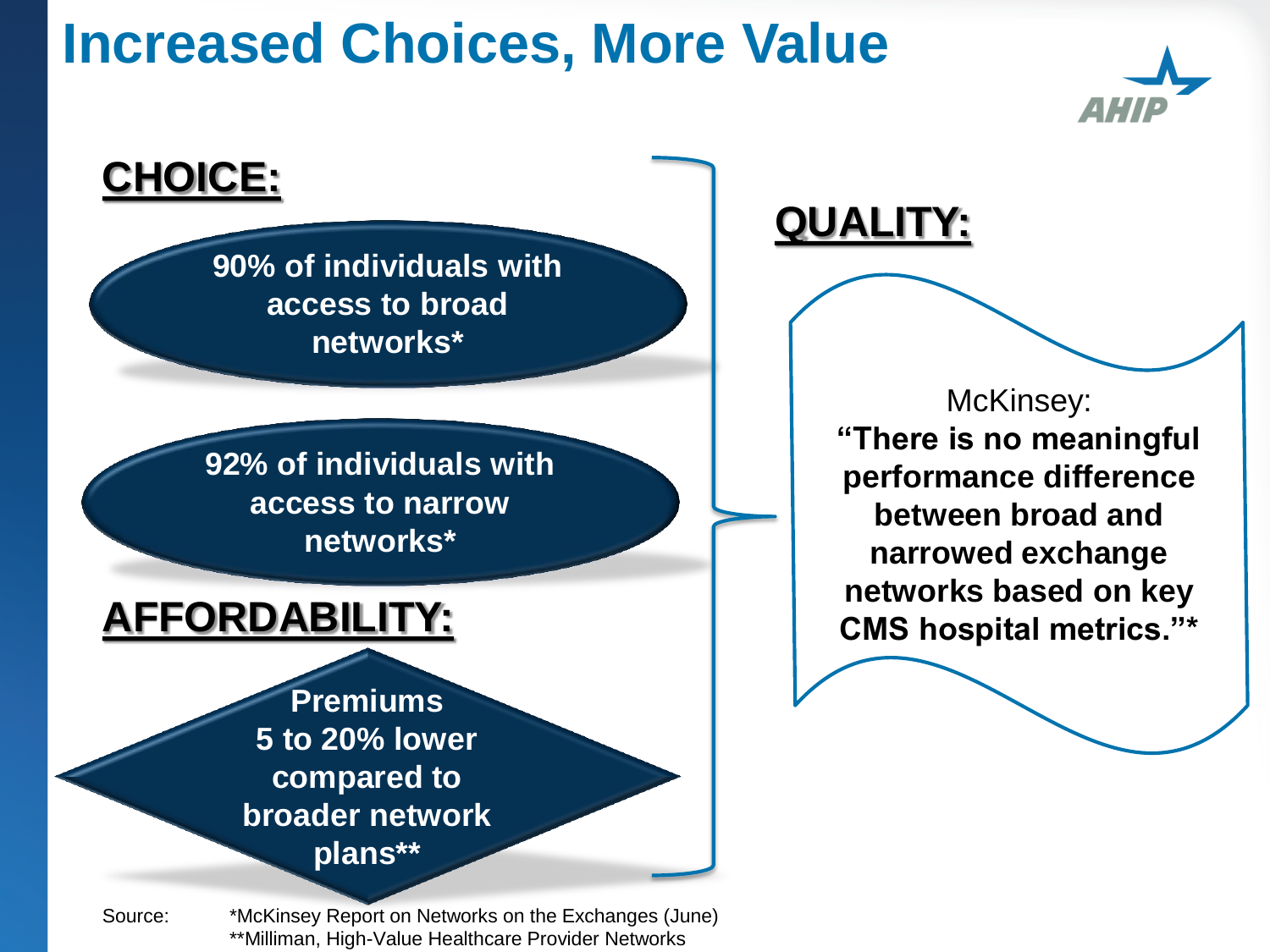# Increased Choices, More Value

## CHOICE:

**90% of individuals with access to broad networks***

**92% of individuals with access to narrow networks***

## AFFORDABILITY:

**Premiums 5 to 20% lower compared to broader network plans****

## QUALITY:

McKinsey:
**"There is no meaningful performance difference between broad and narrowed exchange networks based on key CMS hospital metrics."***

Source: *McKinsey Report on Networks on the Exchanges (June)
**Milliman, High-Value Healthcare Provider Networks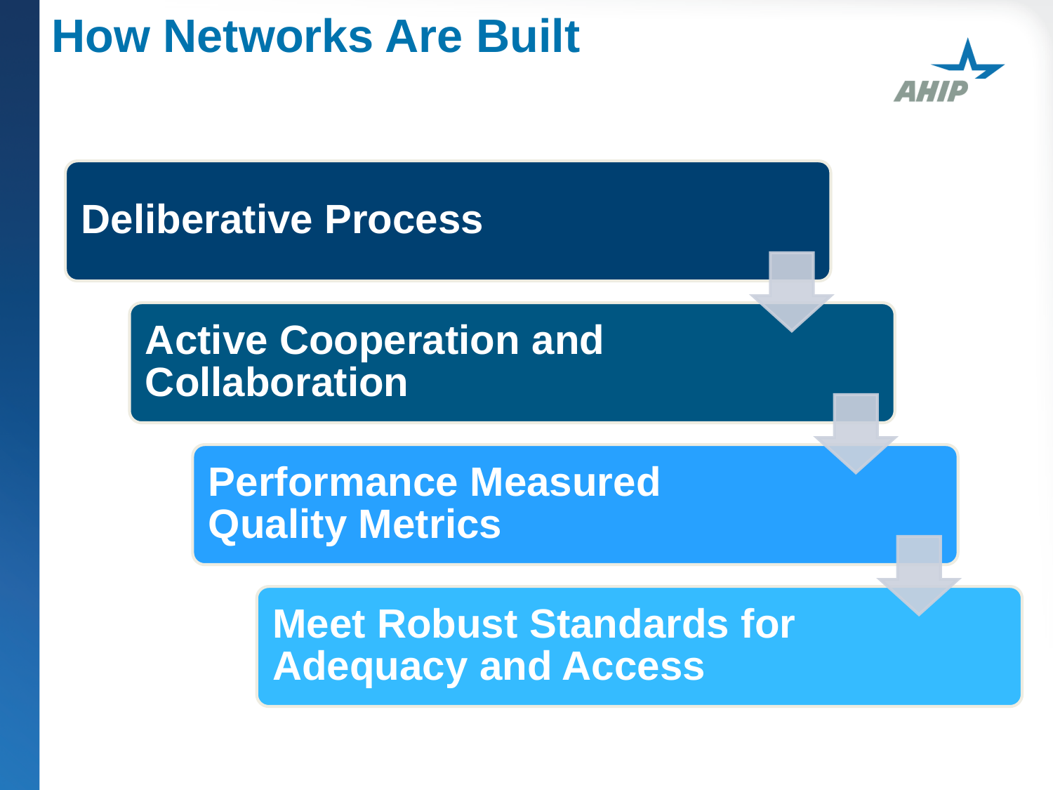# How Networks Are Built

- Deliberative Process
- Active Cooperation and Collaboration
- Performance Measured Quality Metrics
- Meet Robust Standards for Adequacy and Access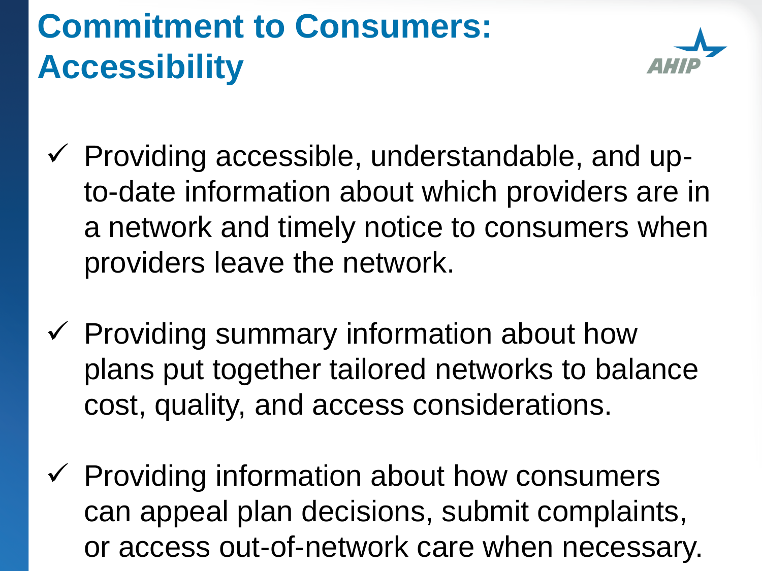# Commitment to Consumers: Accessibility

AHIP

- ✓ Providing accessible, understandable, and up-to-date information about which providers are in a network and timely notice to consumers when providers leave the network.
- ✓ Providing summary information about how plans put together tailored networks to balance cost, quality, and access considerations.
- ✓ Providing information about how consumers can appeal plan decisions, submit complaints, or access out-of-network care when necessary.